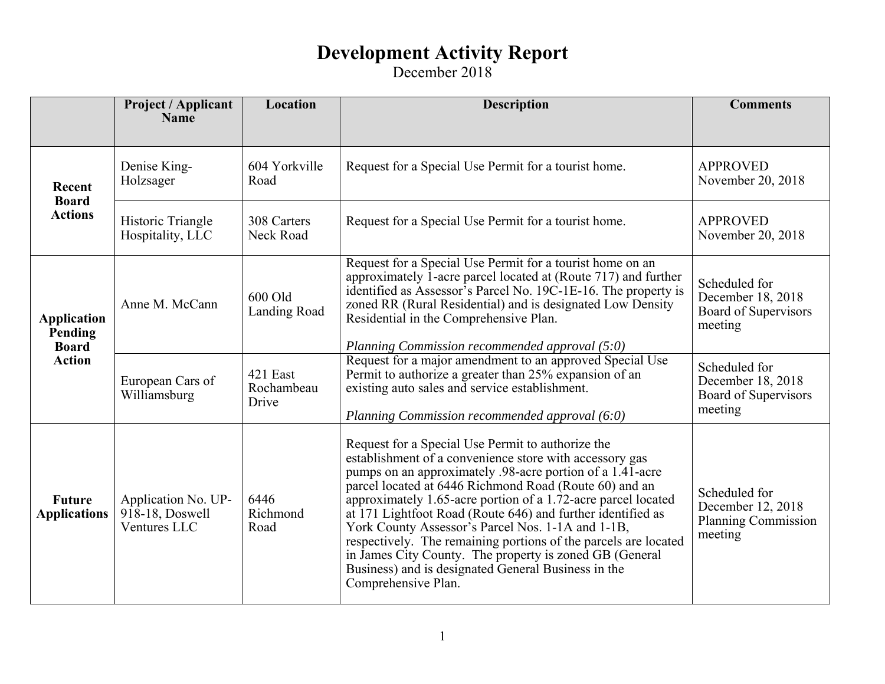# Development Activity Report

December 2018

| | Project / Applicant Name | Location | Description | Comments |
|---|---|---|---|---|
| **Recent Board Actions** | Denise King-Holzsager | 604 Yorkville Road | Request for a Special Use Permit for a tourist home. | APPROVED November 20, 2018 |
| | Historic Triangle Hospitality, LLC | 308 Carters Neck Road | Request for a Special Use Permit for a tourist home. | APPROVED November 20, 2018 |
| **Application Pending Board Action** | Anne M. McCann | 600 Old Landing Road | Request for a Special Use Permit for a tourist home on an approximately 1-acre parcel located at (Route 717) and further identified as Assessor's Parcel No. 19C-1E-16. The property is zoned RR (Rural Residential) and is designated Low Density Residential in the Comprehensive Plan.<br><br>*Planning Commission recommended approval (5:0)* | Scheduled for December 18, 2018 Board of Supervisors meeting |
| | European Cars of Williamsburg | 421 East Rochambeau Drive | Request for a major amendment to an approved Special Use Permit to authorize a greater than 25% expansion of an existing auto sales and service establishment.<br><br>*Planning Commission recommended approval (6:0)* | Scheduled for December 18, 2018 Board of Supervisors meeting |
| **Future Applications** | Application No. UP-918-18, Doswell Ventures LLC | 6446 Richmond Road | Request for a Special Use Permit to authorize the establishment of a convenience store with accessory gas pumps on an approximately .98-acre portion of a 1.41-acre parcel located at 6446 Richmond Road (Route 60) and an approximately 1.65-acre portion of a 1.72-acre parcel located at 171 Lightfoot Road (Route 646) and further identified as York County Assessor's Parcel Nos. 1-1A and 1-1B, respectively. The remaining portions of the parcels are located in James City County. The property is zoned GB (General Business) and is designated General Business in the Comprehensive Plan. | Scheduled for December 12, 2018 Planning Commission meeting |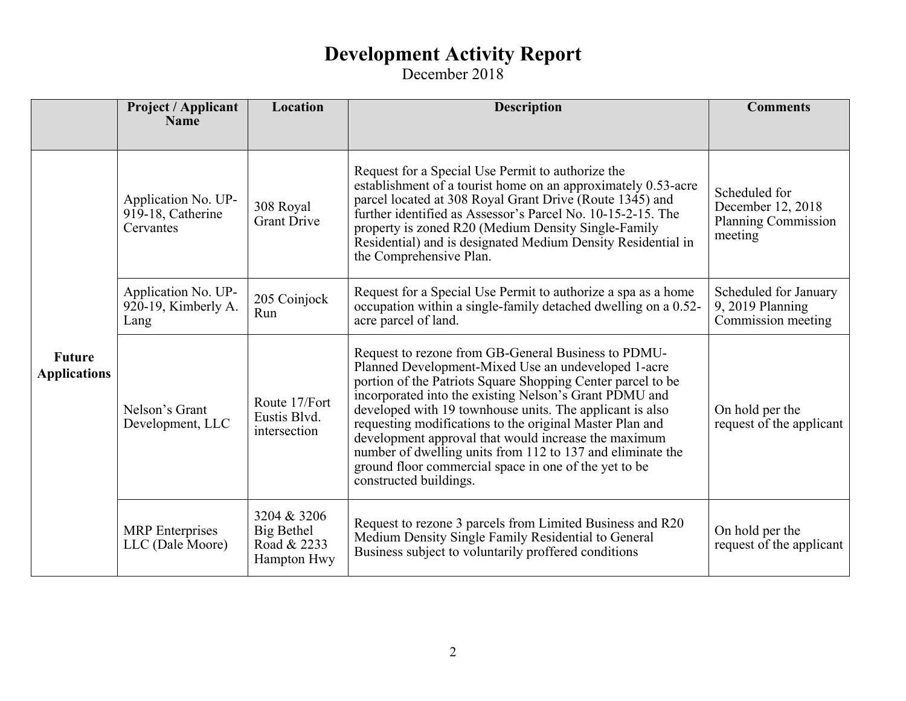# Development Activity Report

December 2018

| | Project / Applicant Name | Location | Description | Comments |
|---|---|---|---|---|
| **Future Applications** | Application No. UP-919-18, Catherine Cervantes | 308 Royal Grant Drive | Request for a Special Use Permit to authorize the establishment of a tourist home on an approximately 0.53-acre parcel located at 308 Royal Grant Drive (Route 1345) and further identified as Assessor's Parcel No. 10-15-2-15. The property is zoned R20 (Medium Density Single-Family Residential) and is designated Medium Density Residential in the Comprehensive Plan. | Scheduled for December 12, 2018 Planning Commission meeting |
| | Application No. UP-920-19, Kimberly A. Lang | 205 Coinjock Run | Request for a Special Use Permit to authorize a spa as a home occupation within a single-family detached dwelling on a 0.52-acre parcel of land. | Scheduled for January 9, 2019 Planning Commission meeting |
| | Nelson's Grant Development, LLC | Route 17/Fort Eustis Blvd. intersection | Request to rezone from GB-General Business to PDMU-Planned Development-Mixed Use an undeveloped 1-acre portion of the Patriots Square Shopping Center parcel to be incorporated into the existing Nelson's Grant PDMU and developed with 19 townhouse units. The applicant is also requesting modifications to the original Master Plan and development approval that would increase the maximum number of dwelling units from 112 to 137 and eliminate the ground floor commercial space in one of the yet to be constructed buildings. | On hold per the request of the applicant |
| | MRP Enterprises LLC (Dale Moore) | 3204 & 3206 Big Bethel Road & 2233 Hampton Hwy | Request to rezone 3 parcels from Limited Business and R20 Medium Density Single Family Residential to General Business subject to voluntarily proffered conditions | On hold per the request of the applicant |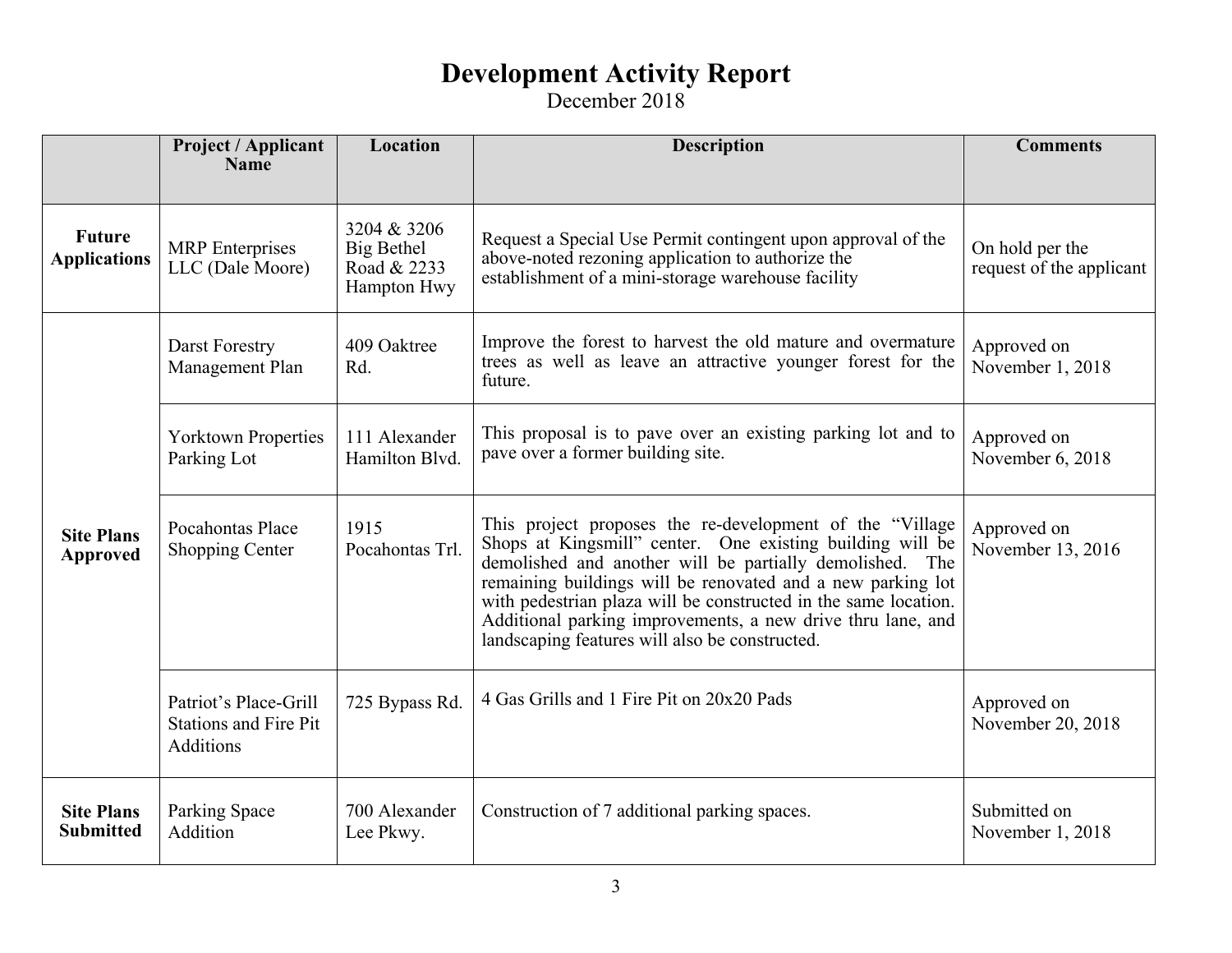# Development Activity Report

December 2018

| | Project / Applicant Name | Location | Description | Comments |
|---|---|---|---|---|
| **Future Applications** | MRP Enterprises LLC (Dale Moore) | 3204 & 3206 Big Bethel Road & 2233 Hampton Hwy | Request a Special Use Permit contingent upon approval of the above-noted rezoning application to authorize the establishment of a mini-storage warehouse facility | On hold per the request of the applicant |
| **Site Plans Approved** | Darst Forestry Management Plan | 409 Oaktree Rd. | Improve the forest to harvest the old mature and overmature trees as well as leave an attractive younger forest for the future. | Approved on November 1, 2018 |
| | Yorktown Properties Parking Lot | 111 Alexander Hamilton Blvd. | This proposal is to pave over an existing parking lot and to pave over a former building site. | Approved on November 6, 2018 |
| | Pocahontas Place Shopping Center | 1915 Pocahontas Trl. | This project proposes the re-development of the "Village Shops at Kingsmill" center. One existing building will be demolished and another will be partially demolished. The remaining buildings will be renovated and a new parking lot with pedestrian plaza will be constructed in the same location. Additional parking improvements, a new drive thru lane, and landscaping features will also be constructed. | Approved on November 13, 2016 |
| | Patriot's Place-Grill Stations and Fire Pit Additions | 725 Bypass Rd. | 4 Gas Grills and 1 Fire Pit on 20x20 Pads | Approved on November 20, 2018 |
| **Site Plans Submitted** | Parking Space Addition | 700 Alexander Lee Pkwy. | Construction of 7 additional parking spaces. | Submitted on November 1, 2018 |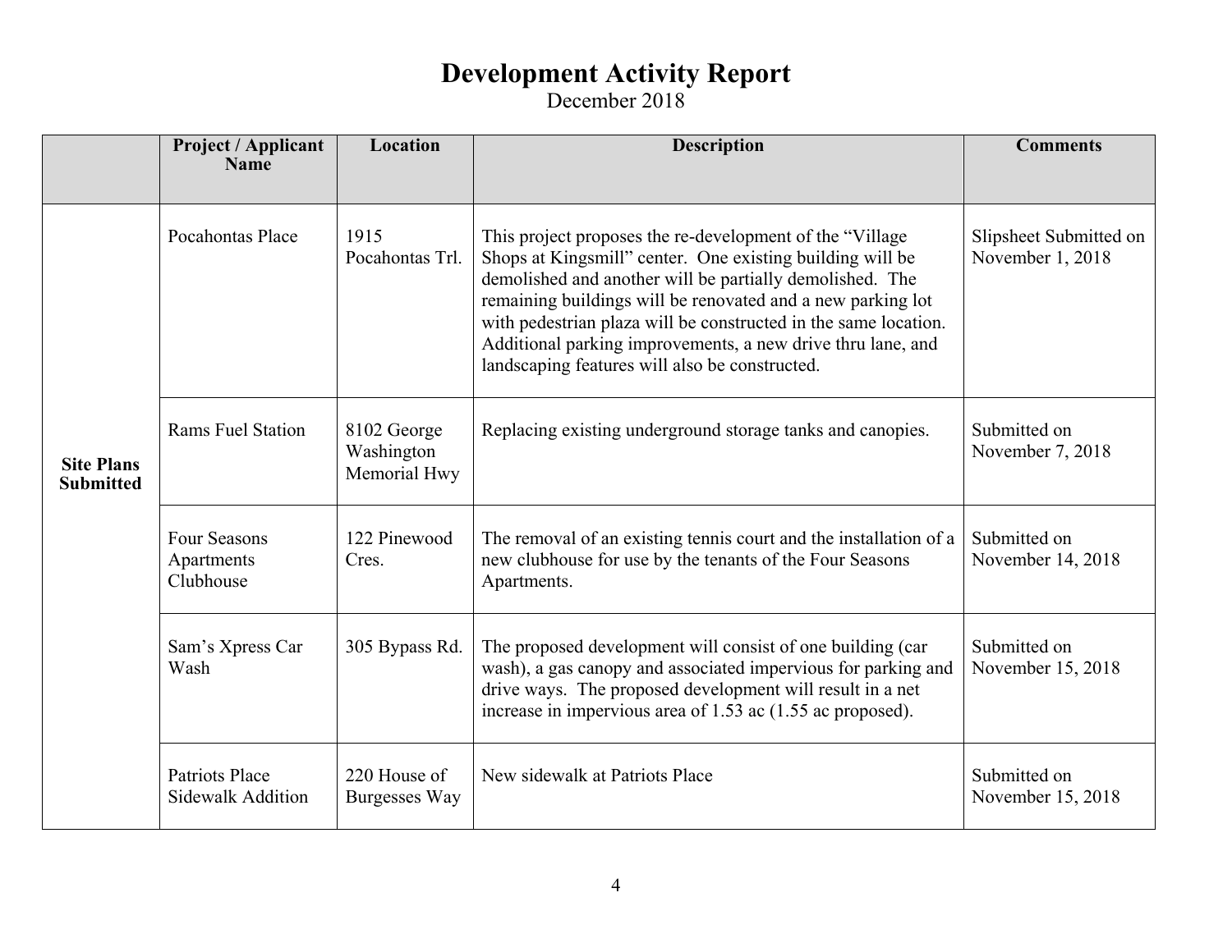# Development Activity Report

December 2018

| | Project / Applicant Name | Location | Description | Comments |
|---|---|---|---|---|
| **Site Plans Submitted** | Pocahontas Place | 1915 Pocahontas Trl. | This project proposes the re-development of the "Village Shops at Kingsmill" center. One existing building will be demolished and another will be partially demolished. The remaining buildings will be renovated and a new parking lot with pedestrian plaza will be constructed in the same location. Additional parking improvements, a new drive thru lane, and landscaping features will also be constructed. | Slipsheet Submitted on November 1, 2018 |
| | Rams Fuel Station | 8102 George Washington Memorial Hwy | Replacing existing underground storage tanks and canopies. | Submitted on November 7, 2018 |
| | Four Seasons Apartments Clubhouse | 122 Pinewood Cres. | The removal of an existing tennis court and the installation of a new clubhouse for use by the tenants of the Four Seasons Apartments. | Submitted on November 14, 2018 |
| | Sam's Xpress Car Wash | 305 Bypass Rd. | The proposed development will consist of one building (car wash), a gas canopy and associated impervious for parking and drive ways. The proposed development will result in a net increase in impervious area of 1.53 ac (1.55 ac proposed). | Submitted on November 15, 2018 |
| | Patriots Place Sidewalk Addition | 220 House of Burgesses Way | New sidewalk at Patriots Place | Submitted on November 15, 2018 |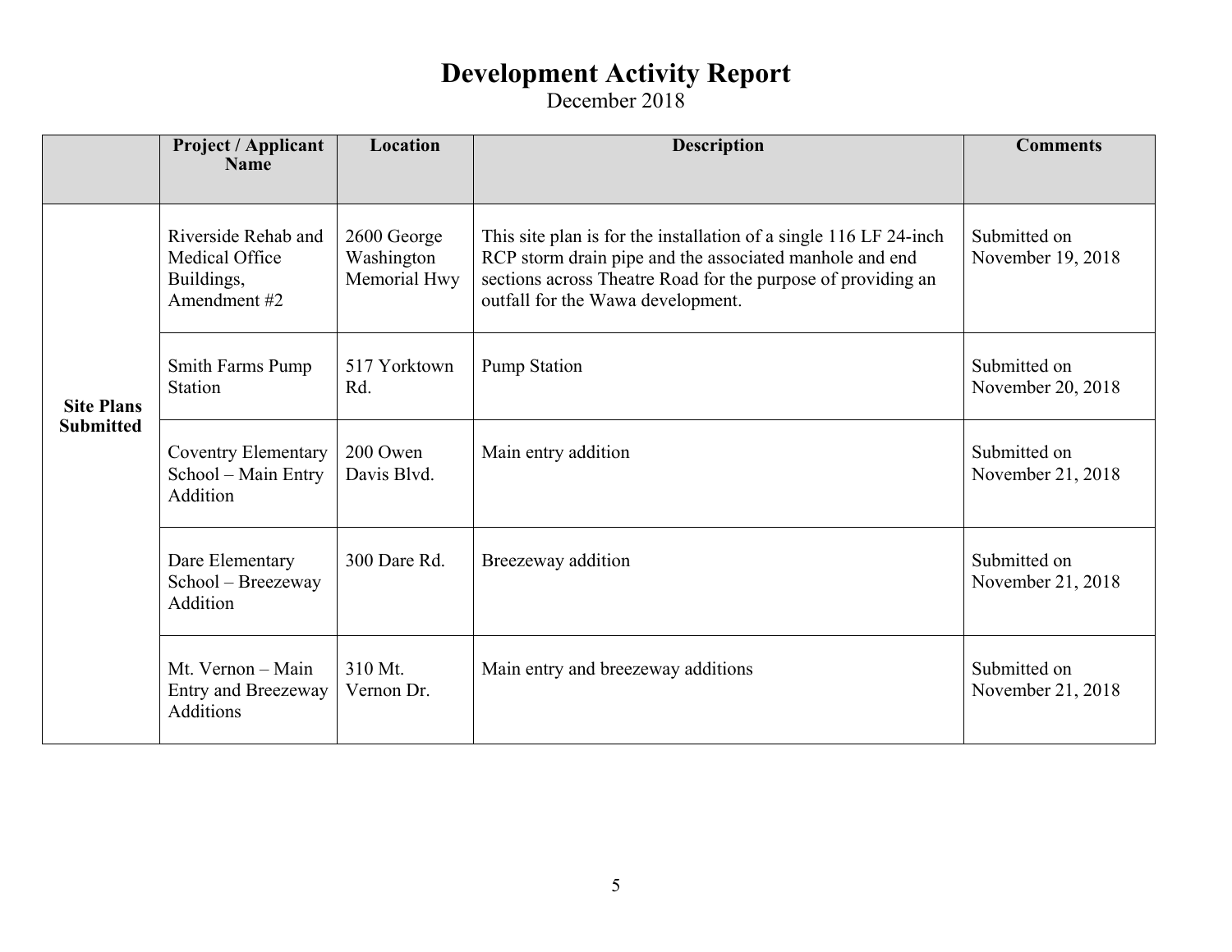# Development Activity Report

December 2018

| | Project / Applicant Name | Location | Description | Comments |
|---|---|---|---|---|
| **Site Plans Submitted** | Riverside Rehab and Medical Office Buildings, Amendment #2 | 2600 George Washington Memorial Hwy | This site plan is for the installation of a single 116 LF 24-inch RCP storm drain pipe and the associated manhole and end sections across Theatre Road for the purpose of providing an outfall for the Wawa development. | Submitted on November 19, 2018 |
| | Smith Farms Pump Station | 517 Yorktown Rd. | Pump Station | Submitted on November 20, 2018 |
| | Coventry Elementary School – Main Entry Addition | 200 Owen Davis Blvd. | Main entry addition | Submitted on November 21, 2018 |
| | Dare Elementary School – Breezeway Addition | 300 Dare Rd. | Breezeway addition | Submitted on November 21, 2018 |
| | Mt. Vernon – Main Entry and Breezeway Additions | 310 Mt. Vernon Dr. | Main entry and breezeway additions | Submitted on November 21, 2018 |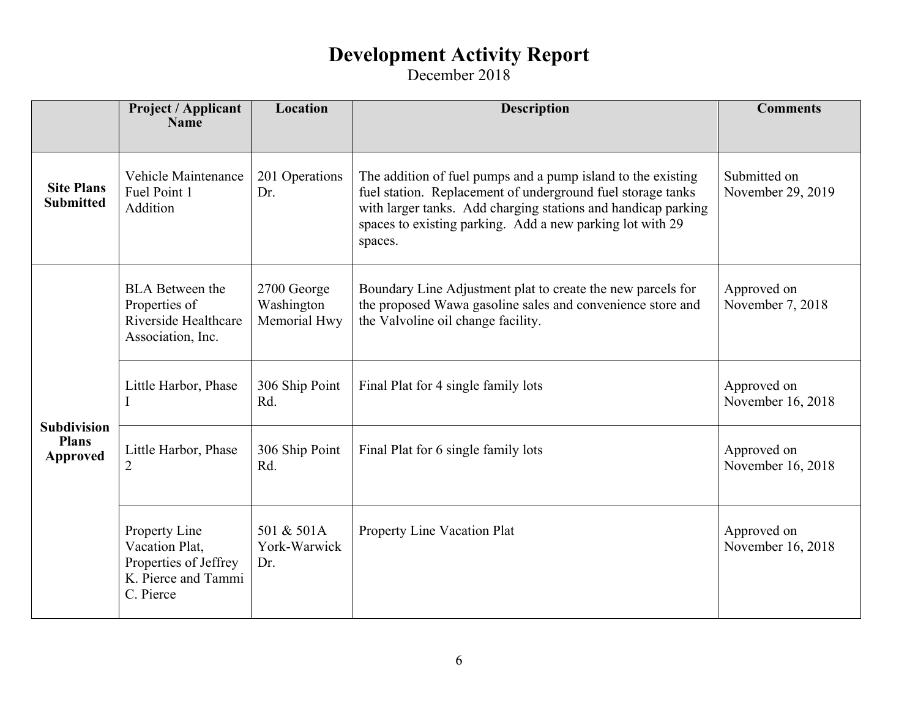# Development Activity Report

December 2018

| | Project / Applicant Name | Location | Description | Comments |
|---|---|---|---|---|
| **Site Plans Submitted** | Vehicle Maintenance Fuel Point 1 Addition | 201 Operations Dr. | The addition of fuel pumps and a pump island to the existing fuel station. Replacement of underground fuel storage tanks with larger tanks. Add charging stations and handicap parking spaces to existing parking. Add a new parking lot with 29 spaces. | Submitted on November 29, 2019 |
| **Subdivision Plans Approved** | BLA Between the Properties of Riverside Healthcare Association, Inc. | 2700 George Washington Memorial Hwy | Boundary Line Adjustment plat to create the new parcels for the proposed Wawa gasoline sales and convenience store and the Valvoline oil change facility. | Approved on November 7, 2018 |
| | Little Harbor, Phase I | 306 Ship Point Rd. | Final Plat for 4 single family lots | Approved on November 16, 2018 |
| | Little Harbor, Phase 2 | 306 Ship Point Rd. | Final Plat for 6 single family lots | Approved on November 16, 2018 |
| | Property Line Vacation Plat, Properties of Jeffrey K. Pierce and Tammi C. Pierce | 501 & 501A York-Warwick Dr. | Property Line Vacation Plat | Approved on November 16, 2018 |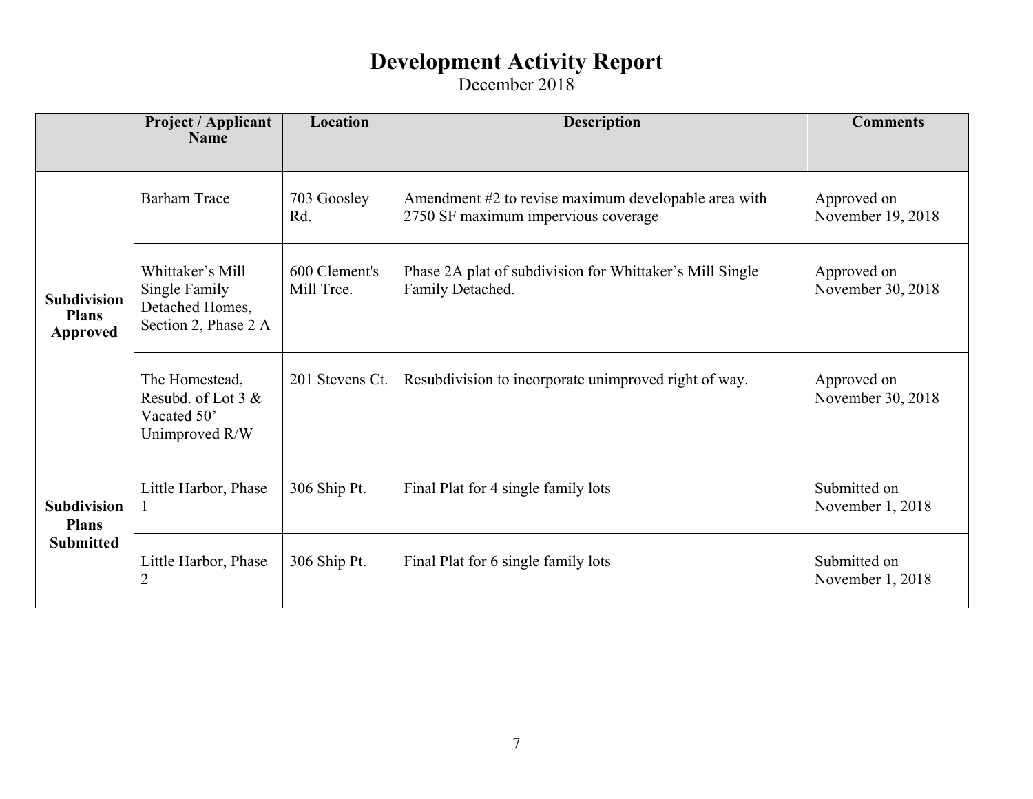# Development Activity Report

December 2018

| | Project / Applicant Name | Location | Description | Comments |
|---|---|---|---|---|
| **Subdivision Plans Approved** | Barham Trace | 703 Goosley Rd. | Amendment #2 to revise maximum developable area with 2750 SF maximum impervious coverage | Approved on November 19, 2018 |
| | Whittaker's Mill Single Family Detached Homes, Section 2, Phase 2 A | 600 Clement's Mill Trce. | Phase 2A plat of subdivision for Whittaker's Mill Single Family Detached. | Approved on November 30, 2018 |
| | The Homestead, Resubd. of Lot 3 & Vacated 50' Unimproved R/W | 201 Stevens Ct. | Resubdivision to incorporate unimproved right of way. | Approved on November 30, 2018 |
| **Subdivision Plans Submitted** | Little Harbor, Phase 1 | 306 Ship Pt. | Final Plat for 4 single family lots | Submitted on November 1, 2018 |
| | Little Harbor, Phase 2 | 306 Ship Pt. | Final Plat for 6 single family lots | Submitted on November 1, 2018 |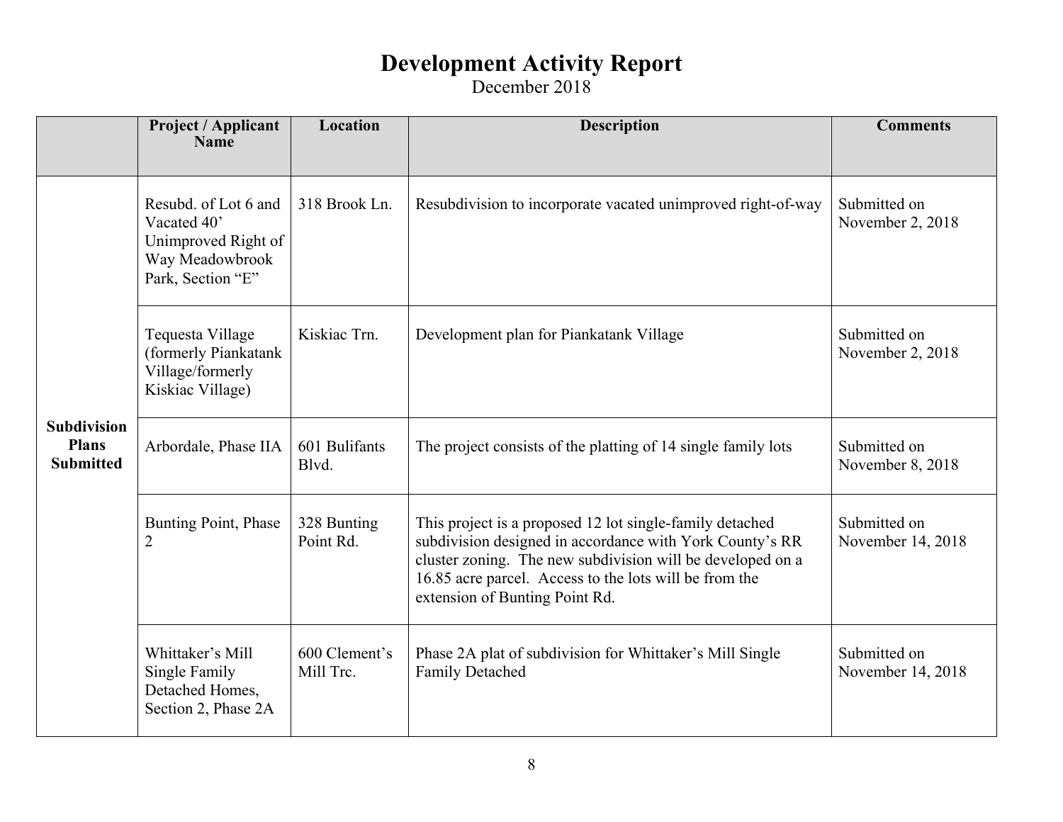# Development Activity Report

December 2018

| | Project / Applicant Name | Location | Description | Comments |
|---|---|---|---|---|
| **Subdivision Plans Submitted** | Resubd. of Lot 6 and Vacated 40' Unimproved Right of Way Meadowbrook Park, Section "E" | 318 Brook Ln. | Resubdivision to incorporate vacated unimproved right-of-way | Submitted on November 2, 2018 |
| | Tequesta Village (formerly Piankatank Village/formerly Kiskiac Village) | Kiskiac Trn. | Development plan for Piankatank Village | Submitted on November 2, 2018 |
| | Arbordale, Phase IIA | 601 Bulifants Blvd. | The project consists of the platting of 14 single family lots | Submitted on November 8, 2018 |
| | Bunting Point, Phase 2 | 328 Bunting Point Rd. | This project is a proposed 12 lot single-family detached subdivision designed in accordance with York County's RR cluster zoning. The new subdivision will be developed on a 16.85 acre parcel. Access to the lots will be from the extension of Bunting Point Rd. | Submitted on November 14, 2018 |
| | Whittaker's Mill Single Family Detached Homes, Section 2, Phase 2A | 600 Clement's Mill Trc. | Phase 2A plat of subdivision for Whittaker's Mill Single Family Detached | Submitted on November 14, 2018 |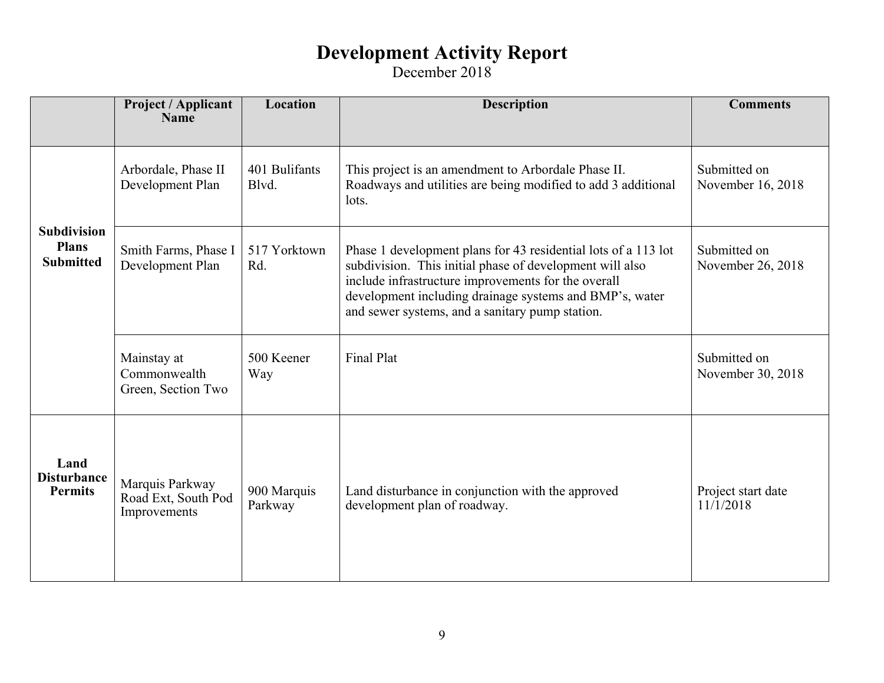# Development Activity Report

December 2018

| | Project / Applicant Name | Location | Description | Comments |
|---|---|---|---|---|
| **Subdivision Plans Submitted** | Arbordale, Phase II Development Plan | 401 Bulifants Blvd. | This project is an amendment to Arbordale Phase II. Roadways and utilities are being modified to add 3 additional lots. | Submitted on November 16, 2018 |
| | Smith Farms, Phase I Development Plan | 517 Yorktown Rd. | Phase 1 development plans for 43 residential lots of a 113 lot subdivision. This initial phase of development will also include infrastructure improvements for the overall development including drainage systems and BMP's, water and sewer systems, and a sanitary pump station. | Submitted on November 26, 2018 |
| | Mainstay at Commonwealth Green, Section Two | 500 Keener Way | Final Plat | Submitted on November 30, 2018 |
| **Land Disturbance Permits** | Marquis Parkway Road Ext, South Pod Improvements | 900 Marquis Parkway | Land disturbance in conjunction with the approved development plan of roadway. | Project start date 11/1/2018 |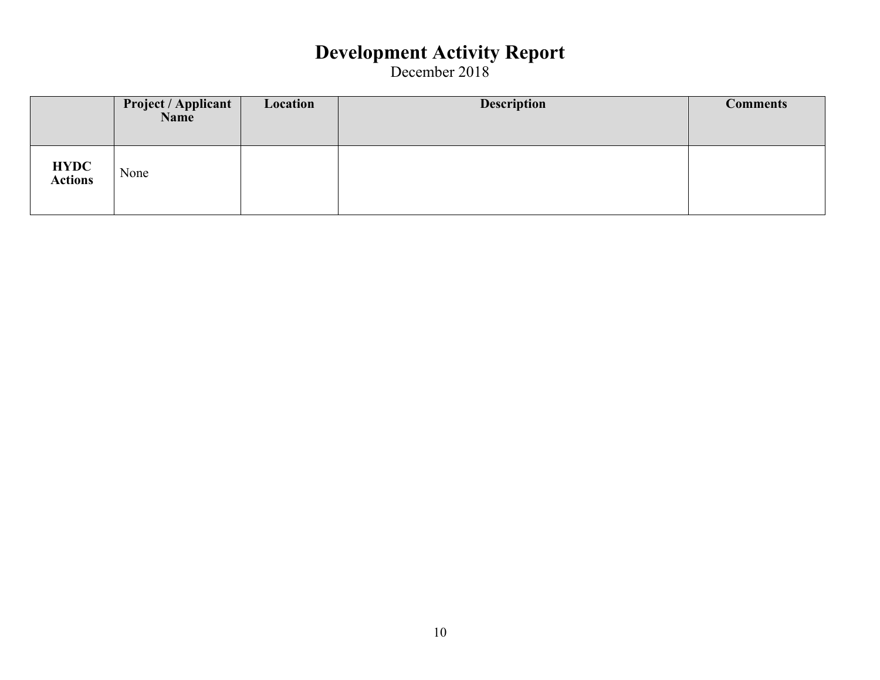# Development Activity Report

December 2018

| | Project / Applicant Name | Location | Description | Comments |
|---|---|---|---|---|
| **HYDC Actions** | None | | | |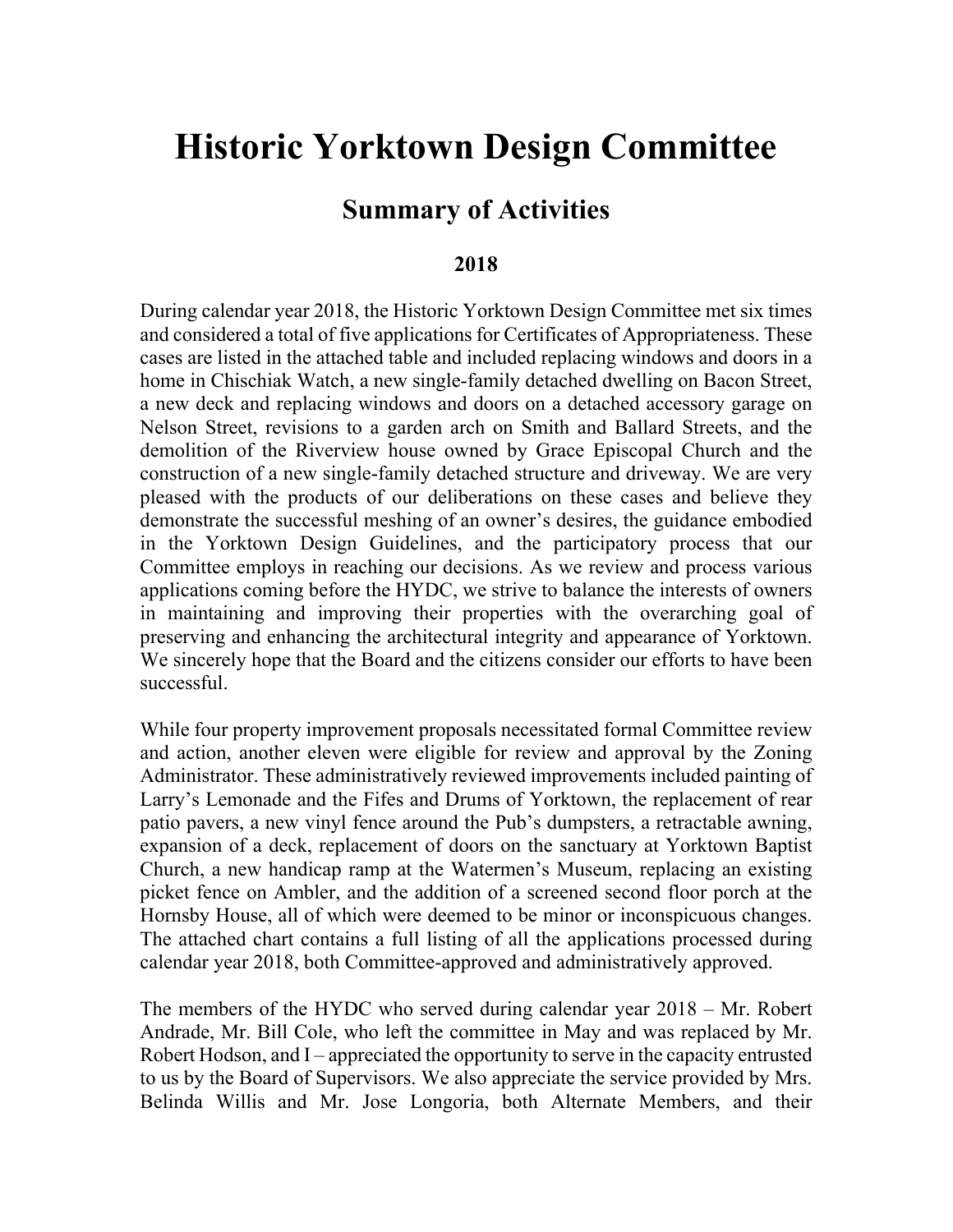# Historic Yorktown Design Committee

## Summary of Activities

### 2018

During calendar year 2018, the Historic Yorktown Design Committee met six times and considered a total of five applications for Certificates of Appropriateness. These cases are listed in the attached table and included replacing windows and doors in a home in Chischiak Watch, a new single-family detached dwelling on Bacon Street, a new deck and replacing windows and doors on a detached accessory garage on Nelson Street, revisions to a garden arch on Smith and Ballard Streets, and the demolition of the Riverview house owned by Grace Episcopal Church and the construction of a new single-family detached structure and driveway. We are very pleased with the products of our deliberations on these cases and believe they demonstrate the successful meshing of an owner's desires, the guidance embodied in the Yorktown Design Guidelines, and the participatory process that our Committee employs in reaching our decisions. As we review and process various applications coming before the HYDC, we strive to balance the interests of owners in maintaining and improving their properties with the overarching goal of preserving and enhancing the architectural integrity and appearance of Yorktown. We sincerely hope that the Board and the citizens consider our efforts to have been successful.

While four property improvement proposals necessitated formal Committee review and action, another eleven were eligible for review and approval by the Zoning Administrator. These administratively reviewed improvements included painting of Larry's Lemonade and the Fifes and Drums of Yorktown, the replacement of rear patio pavers, a new vinyl fence around the Pub's dumpsters, a retractable awning, expansion of a deck, replacement of doors on the sanctuary at Yorktown Baptist Church, a new handicap ramp at the Watermen's Museum, replacing an existing picket fence on Ambler, and the addition of a screened second floor porch at the Hornsby House, all of which were deemed to be minor or inconspicuous changes. The attached chart contains a full listing of all the applications processed during calendar year 2018, both Committee-approved and administratively approved.

The members of the HYDC who served during calendar year 2018 – Mr. Robert Andrade, Mr. Bill Cole, who left the committee in May and was replaced by Mr. Robert Hodson, and I – appreciated the opportunity to serve in the capacity entrusted to us by the Board of Supervisors. We also appreciate the service provided by Mrs. Belinda Willis and Mr. Jose Longoria, both Alternate Members, and their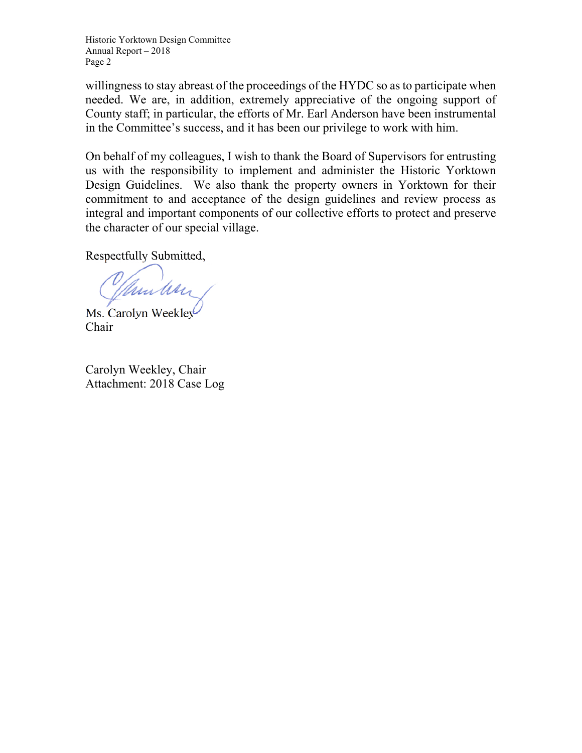willingness to stay abreast of the proceedings of the HYDC so as to participate when needed. We are, in addition, extremely appreciative of the ongoing support of County staff; in particular, the efforts of Mr. Earl Anderson have been instrumental in the Committee's success, and it has been our privilege to work with him.

On behalf of my colleagues, I wish to thank the Board of Supervisors for entrusting us with the responsibility to implement and administer the Historic Yorktown Design Guidelines. We also thank the property owners in Yorktown for their commitment to and acceptance of the design guidelines and review process as integral and important components of our collective efforts to protect and preserve the character of our special village.

Respectfully Submitted,

Ms. Carolyn Weekley
Chair

Carolyn Weekley, Chair
Attachment: 2018 Case Log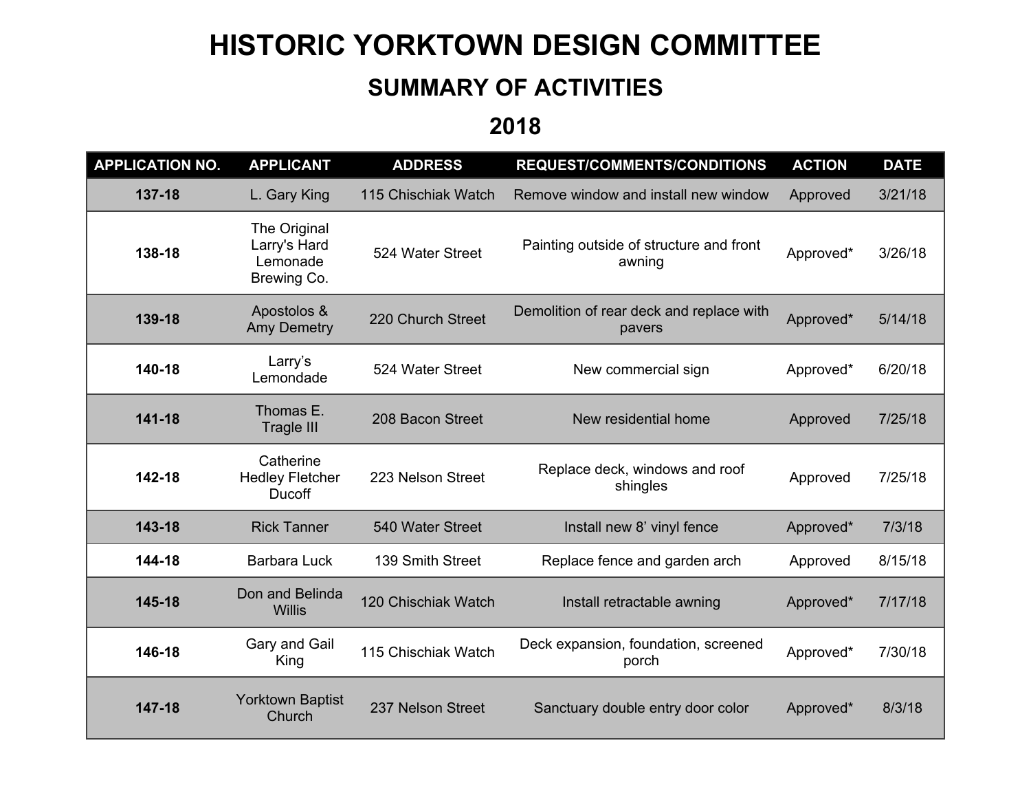# HISTORIC YORKTOWN DESIGN COMMITTEE

## SUMMARY OF ACTIVITIES

## 2018

| APPLICATION NO. | APPLICANT | ADDRESS | REQUEST/COMMENTS/CONDITIONS | ACTION | DATE |
|---|---|---|---|---|---|
| **137-18** | L. Gary King | 115 Chischiak Watch | Remove window and install new window | Approved | 3/21/18 |
| **138-18** | The Original Larry's Hard Lemonade Brewing Co. | 524 Water Street | Painting outside of structure and front awning | Approved* | 3/26/18 |
| **139-18** | Apostolos & Amy Demetry | 220 Church Street | Demolition of rear deck and replace with pavers | Approved* | 5/14/18 |
| **140-18** | Larry's Lemondade | 524 Water Street | New commercial sign | Approved* | 6/20/18 |
| **141-18** | Thomas E. Tragle III | 208 Bacon Street | New residential home | Approved | 7/25/18 |
| **142-18** | Catherine Hedley Fletcher Ducoff | 223 Nelson Street | Replace deck, windows and roof shingles | Approved | 7/25/18 |
| **143-18** | Rick Tanner | 540 Water Street | Install new 8' vinyl fence | Approved* | 7/3/18 |
| **144-18** | Barbara Luck | 139 Smith Street | Replace fence and garden arch | Approved | 8/15/18 |
| **145-18** | Don and Belinda Willis | 120 Chischiak Watch | Install retractable awning | Approved* | 7/17/18 |
| **146-18** | Gary and Gail King | 115 Chischiak Watch | Deck expansion, foundation, screened porch | Approved* | 7/30/18 |
| **147-18** | Yorktown Baptist Church | 237 Nelson Street | Sanctuary double entry door color | Approved* | 8/3/18 |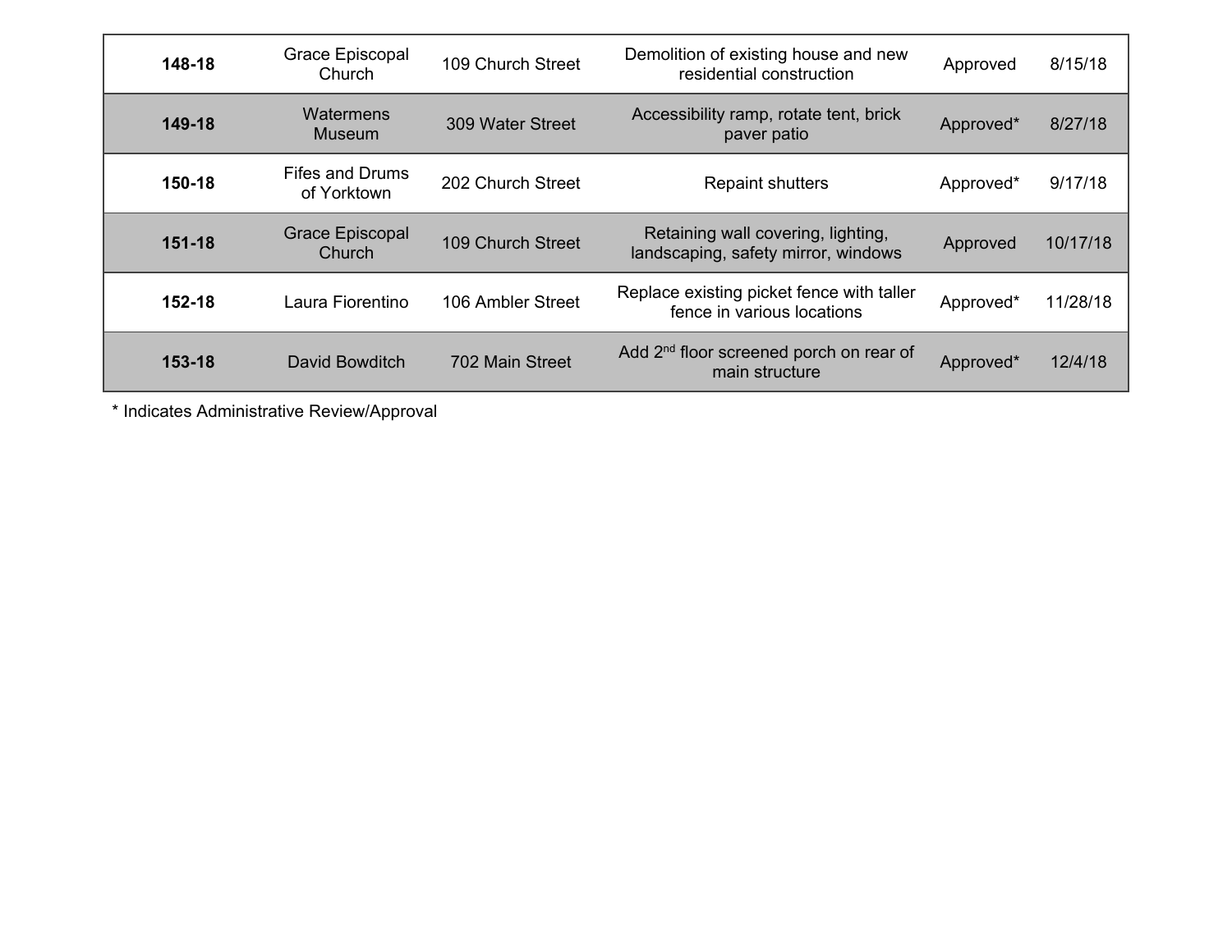| | | | | | |
|---|---|---|---|---|---|
| **148-18** | Grace Episcopal Church | 109 Church Street | Demolition of existing house and new residential construction | Approved | 8/15/18 |
| **149-18** | Watermens Museum | 309 Water Street | Accessibility ramp, rotate tent, brick paver patio | Approved* | 8/27/18 |
| **150-18** | Fifes and Drums of Yorktown | 202 Church Street | Repaint shutters | Approved* | 9/17/18 |
| **151-18** | Grace Episcopal Church | 109 Church Street | Retaining wall covering, lighting, landscaping, safety mirror, windows | Approved | 10/17/18 |
| **152-18** | Laura Fiorentino | 106 Ambler Street | Replace existing picket fence with taller fence in various locations | Approved* | 11/28/18 |
| **153-18** | David Bowditch | 702 Main Street | Add 2nd floor screened porch on rear of main structure | Approved* | 12/4/18 |

* Indicates Administrative Review/Approval